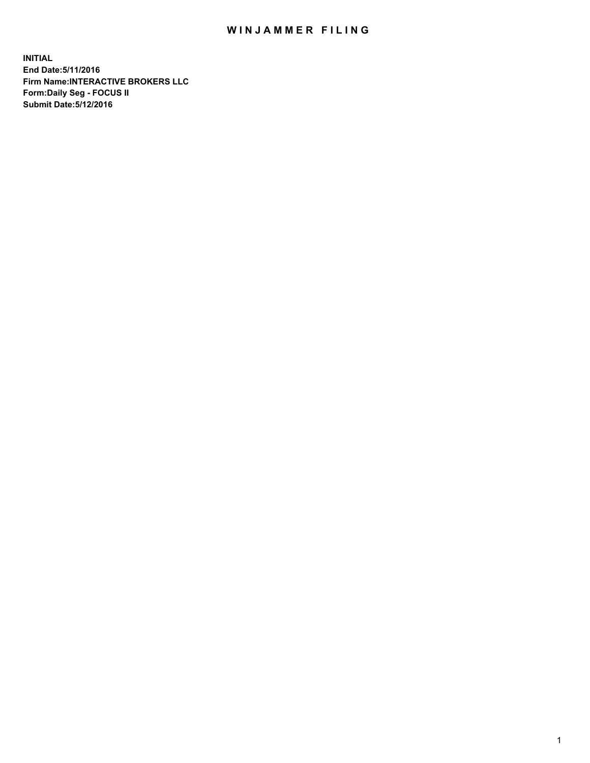# WINJAMMER FILING

**INITIAL**
**End Date:5/11/2016**
**Firm Name:INTERACTIVE BROKERS LLC**
**Form:Daily Seg - FOCUS II**
**Submit Date:5/12/2016**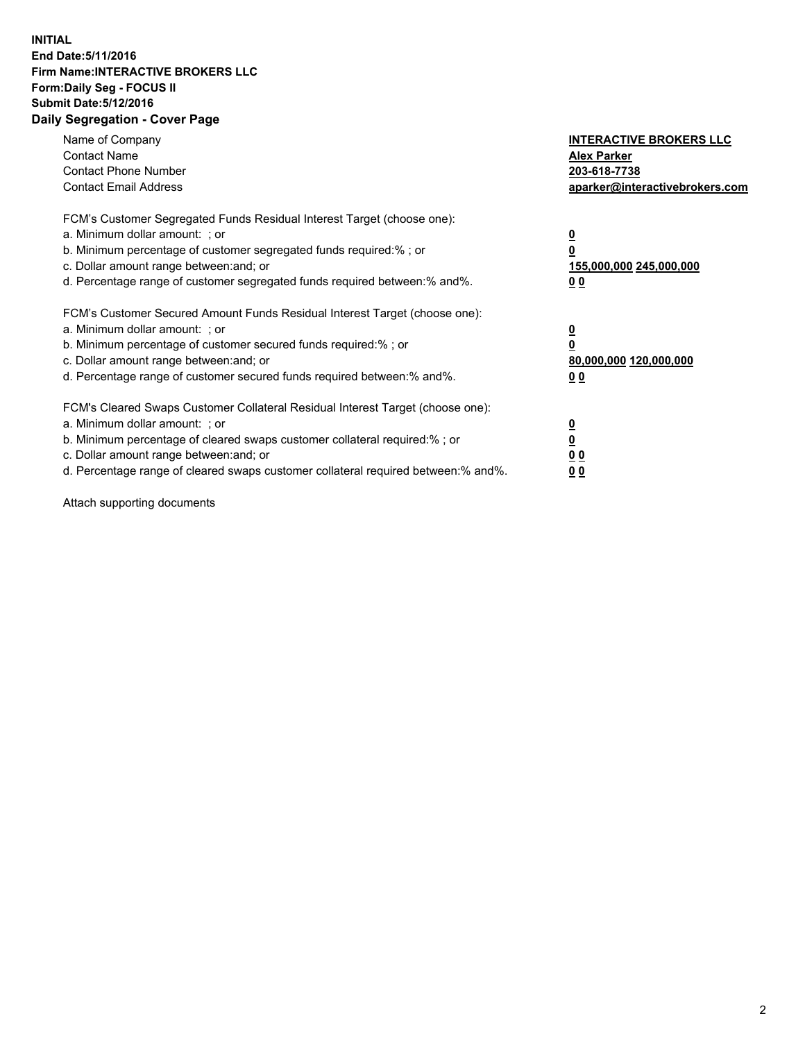**INITIAL**
**End Date:5/11/2016**
**Firm Name:INTERACTIVE BROKERS LLC**
**Form:Daily Seg - FOCUS II**
**Submit Date:5/12/2016**

## Daily Segregation - Cover Page

| | |
|---|---|
| Name of Company | **INTERACTIVE BROKERS LLC** |
| Contact Name | **Alex Parker** |
| Contact Phone Number | **203-618-7738** |
| Contact Email Address | **aparker@interactivebrokers.com** |

FCM's Customer Segregated Funds Residual Interest Target (choose one):

| | |
|---|---|
| a. Minimum dollar amount: ; or | **0** |
| b. Minimum percentage of customer segregated funds required:% ; or | **0** |
| c. Dollar amount range between:and; or | **155,000,000 245,000,000** |
| d. Percentage range of customer segregated funds required between:% and%. | **0 0** |

FCM's Customer Secured Amount Funds Residual Interest Target (choose one):

| | |
|---|---|
| a. Minimum dollar amount: ; or | **0** |
| b. Minimum percentage of customer secured funds required:% ; or | **0** |
| c. Dollar amount range between:and; or | **80,000,000 120,000,000** |
| d. Percentage range of customer secured funds required between:% and%. | **0 0** |

FCM's Cleared Swaps Customer Collateral Residual Interest Target (choose one):

| | |
|---|---|
| a. Minimum dollar amount: ; or | **0** |
| b. Minimum percentage of cleared swaps customer collateral required:% ; or | **0** |
| c. Dollar amount range between:and; or | **0 0** |
| d. Percentage range of cleared swaps customer collateral required between:% and%. | **0 0** |

Attach supporting documents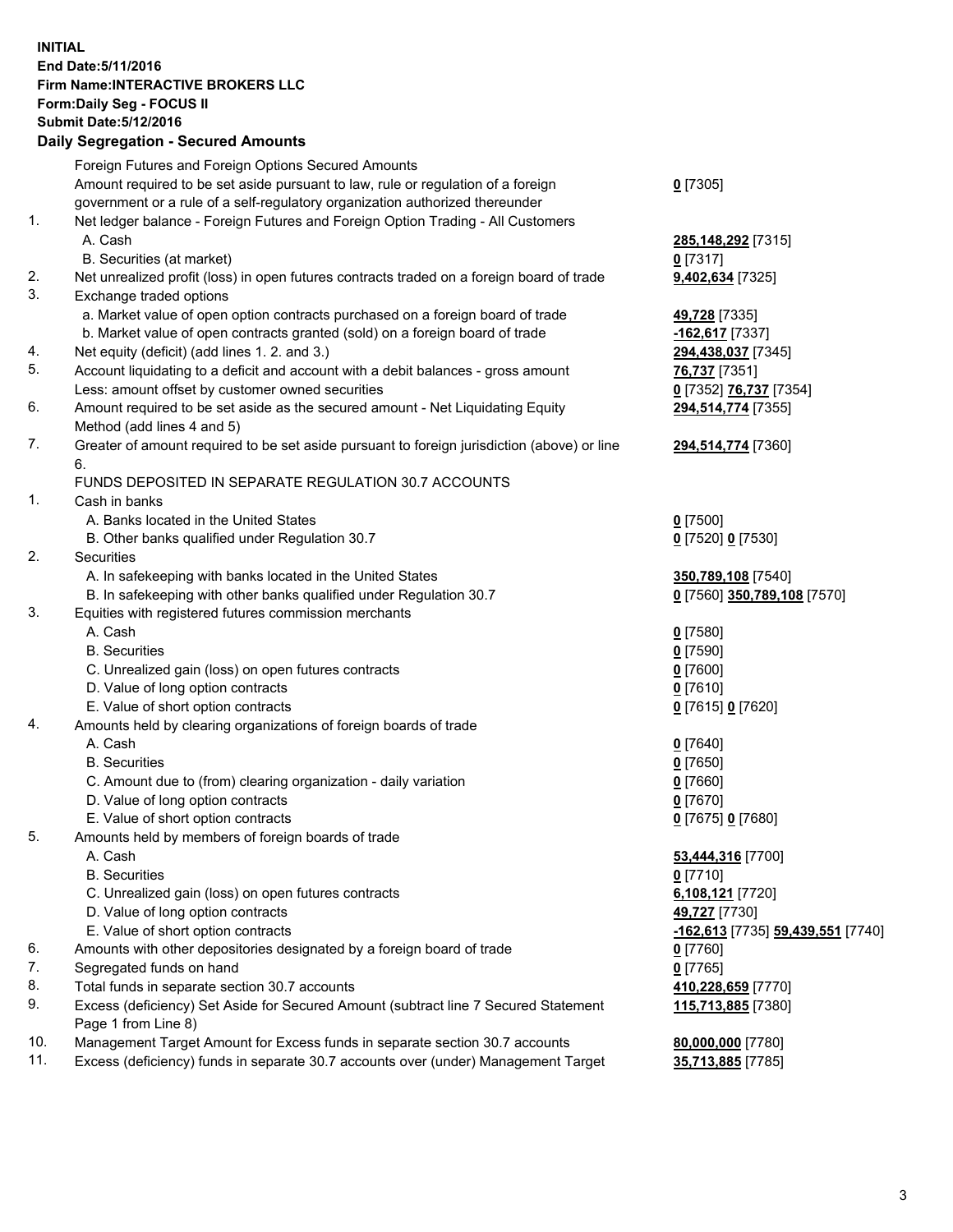**INITIAL**
**End Date:5/11/2016**
**Firm Name:INTERACTIVE BROKERS LLC**
**Form:Daily Seg - FOCUS II**
**Submit Date:5/12/2016**

## Daily Segregation - Secured Amounts

| | | |
|---|---|---|
| | Foreign Futures and Foreign Options Secured Amounts | |
| | Amount required to be set aside pursuant to law, rule or regulation of a foreign government or a rule of a self-regulatory organization authorized thereunder | **0** [7305] |
| 1. | Net ledger balance - Foreign Futures and Foreign Option Trading - All Customers | |
| | A. Cash | **285,148,292** [7315] |
| | B. Securities (at market) | **0** [7317] |
| 2. | Net unrealized profit (loss) in open futures contracts traded on a foreign board of trade | **9,402,634** [7325] |
| 3. | Exchange traded options | |
| | a. Market value of open option contracts purchased on a foreign board of trade | **49,728** [7335] |
| | b. Market value of open contracts granted (sold) on a foreign board of trade | **-162,617** [7337] |
| 4. | Net equity (deficit) (add lines 1. 2. and 3.) | **294,438,037** [7345] |
| 5. | Account liquidating to a deficit and account with a debit balances - gross amount | **76,737** [7351] |
| | Less: amount offset by customer owned securities | **0** [7352] **76,737** [7354] |
| 6. | Amount required to be set aside as the secured amount - Net Liquidating Equity Method (add lines 4 and 5) | **294,514,774** [7355] |
| 7. | Greater of amount required to be set aside pursuant to foreign jurisdiction (above) or line 6. | **294,514,774** [7360] |
| | FUNDS DEPOSITED IN SEPARATE REGULATION 30.7 ACCOUNTS | |
| 1. | Cash in banks | |
| | A. Banks located in the United States | **0** [7500] |
| | B. Other banks qualified under Regulation 30.7 | **0** [7520] **0** [7530] |
| 2. | Securities | |
| | A. In safekeeping with banks located in the United States | **350,789,108** [7540] |
| | B. In safekeeping with other banks qualified under Regulation 30.7 | **0** [7560] **350,789,108** [7570] |
| 3. | Equities with registered futures commission merchants | |
| | A. Cash | **0** [7580] |
| | B. Securities | **0** [7590] |
| | C. Unrealized gain (loss) on open futures contracts | **0** [7600] |
| | D. Value of long option contracts | **0** [7610] |
| | E. Value of short option contracts | **0** [7615] **0** [7620] |
| 4. | Amounts held by clearing organizations of foreign boards of trade | |
| | A. Cash | **0** [7640] |
| | B. Securities | **0** [7650] |
| | C. Amount due to (from) clearing organization - daily variation | **0** [7660] |
| | D. Value of long option contracts | **0** [7670] |
| | E. Value of short option contracts | **0** [7675] **0** [7680] |
| 5. | Amounts held by members of foreign boards of trade | |
| | A. Cash | **53,444,316** [7700] |
| | B. Securities | **0** [7710] |
| | C. Unrealized gain (loss) on open futures contracts | **6,108,121** [7720] |
| | D. Value of long option contracts | **49,727** [7730] |
| | E. Value of short option contracts | **-162,613** [7735] **59,439,551** [7740] |
| 6. | Amounts with other depositories designated by a foreign board of trade | **0** [7760] |
| 7. | Segregated funds on hand | **0** [7765] |
| 8. | Total funds in separate section 30.7 accounts | **410,228,659** [7770] |
| 9. | Excess (deficiency) Set Aside for Secured Amount (subtract line 7 Secured Statement Page 1 from Line 8) | **115,713,885** [7380] |
| 10. | Management Target Amount for Excess funds in separate section 30.7 accounts | **80,000,000** [7780] |
| 11. | Excess (deficiency) funds in separate 30.7 accounts over (under) Management Target | **35,713,885** [7785] |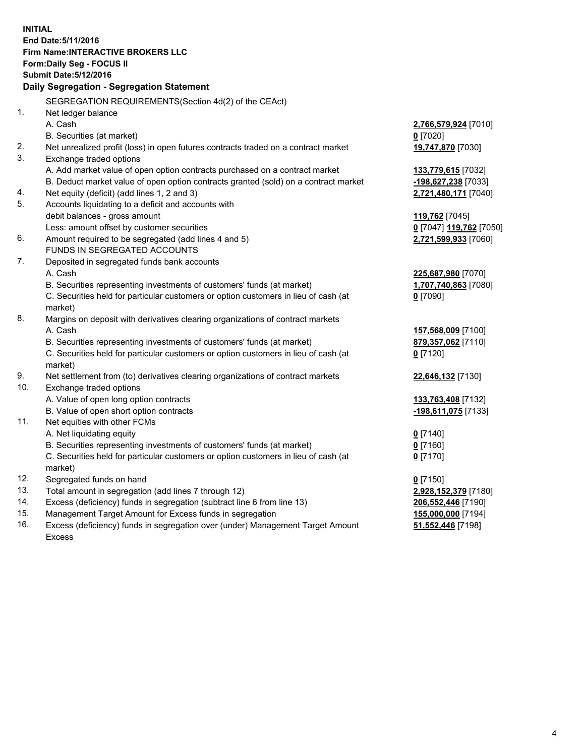**INITIAL**
**End Date:5/11/2016**
**Firm Name:INTERACTIVE BROKERS LLC**
**Form:Daily Seg - FOCUS II**
**Submit Date:5/12/2016**

## Daily Segregation - Segregation Statement

SEGREGATION REQUIREMENTS(Section 4d(2) of the CEAct)

| | | |
|---|---|---|
| 1. | Net ledger balance | |
| | A. Cash | **2,766,579,924** [7010] |
| | B. Securities (at market) | **0** [7020] |
| 2. | Net unrealized profit (loss) in open futures contracts traded on a contract market | **19,747,870** [7030] |
| 3. | Exchange traded options | |
| | A. Add market value of open option contracts purchased on a contract market | **133,779,615** [7032] |
| | B. Deduct market value of open option contracts granted (sold) on a contract market | **-198,627,238** [7033] |
| 4. | Net equity (deficit) (add lines 1, 2 and 3) | **2,721,480,171** [7040] |
| 5. | Accounts liquidating to a deficit and accounts with debit balances - gross amount | **119,762** [7045] |
| | Less: amount offset by customer securities | **0** [7047] **119,762** [7050] |
| 6. | Amount required to be segregated (add lines 4 and 5) | **2,721,599,933** [7060] |
| | FUNDS IN SEGREGATED ACCOUNTS | |
| 7. | Deposited in segregated funds bank accounts | |
| | A. Cash | **225,687,980** [7070] |
| | B. Securities representing investments of customers' funds (at market) | **1,707,740,863** [7080] |
| | C. Securities held for particular customers or option customers in lieu of cash (at market) | **0** [7090] |
| 8. | Margins on deposit with derivatives clearing organizations of contract markets | |
| | A. Cash | **157,568,009** [7100] |
| | B. Securities representing investments of customers' funds (at market) | **879,357,062** [7110] |
| | C. Securities held for particular customers or option customers in lieu of cash (at market) | **0** [7120] |
| 9. | Net settlement from (to) derivatives clearing organizations of contract markets | **22,646,132** [7130] |
| 10. | Exchange traded options | |
| | A. Value of open long option contracts | **133,763,408** [7132] |
| | B. Value of open short option contracts | **-198,611,075** [7133] |
| 11. | Net equities with other FCMs | |
| | A. Net liquidating equity | **0** [7140] |
| | B. Securities representing investments of customers' funds (at market) | **0** [7160] |
| | C. Securities held for particular customers or option customers in lieu of cash (at market) | **0** [7170] |
| 12. | Segregated funds on hand | **0** [7150] |
| 13. | Total amount in segregation (add lines 7 through 12) | **2,928,152,379** [7180] |
| 14. | Excess (deficiency) funds in segregation (subtract line 6 from line 13) | **206,552,446** [7190] |
| 15. | Management Target Amount for Excess funds in segregation | **155,000,000** [7194] |
| 16. | Excess (deficiency) funds in segregation over (under) Management Target Amount Excess | **51,552,446** [7198] |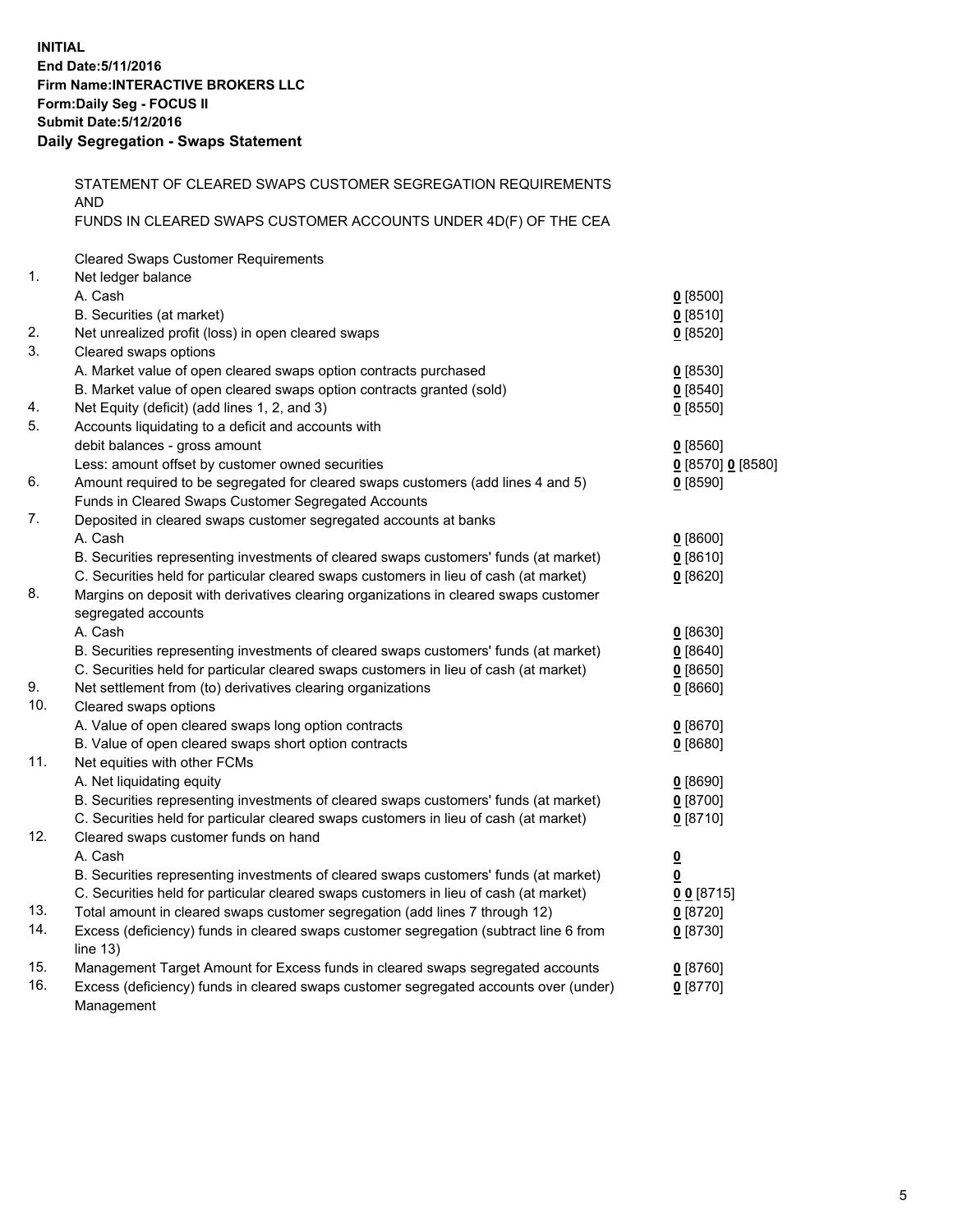**INITIAL**
**End Date:5/11/2016**
**Firm Name:INTERACTIVE BROKERS LLC**
**Form:Daily Seg - FOCUS II**
**Submit Date:5/12/2016**
**Daily Segregation - Swaps Statement**

STATEMENT OF CLEARED SWAPS CUSTOMER SEGREGATION REQUIREMENTS AND FUNDS IN CLEARED SWAPS CUSTOMER ACCOUNTS UNDER 4D(F) OF THE CEA

| | | |
|---|---|---|
| | Cleared Swaps Customer Requirements | |
| 1. | Net ledger balance | |
| | A. Cash | 0 [8500] |
| | B. Securities (at market) | 0 [8510] |
| 2. | Net unrealized profit (loss) in open cleared swaps | 0 [8520] |
| 3. | Cleared swaps options | |
| | A. Market value of open cleared swaps option contracts purchased | 0 [8530] |
| | B. Market value of open cleared swaps option contracts granted (sold) | 0 [8540] |
| 4. | Net Equity (deficit) (add lines 1, 2, and 3) | 0 [8550] |
| 5. | Accounts liquidating to a deficit and accounts with debit balances - gross amount | 0 [8560] |
| | Less: amount offset by customer owned securities | 0 [8570] 0 [8580] |
| 6. | Amount required to be segregated for cleared swaps customers (add lines 4 and 5) | 0 [8590] |
| | Funds in Cleared Swaps Customer Segregated Accounts | |
| 7. | Deposited in cleared swaps customer segregated accounts at banks | |
| | A. Cash | 0 [8600] |
| | B. Securities representing investments of cleared swaps customers' funds (at market) | 0 [8610] |
| | C. Securities held for particular cleared swaps customers in lieu of cash (at market) | 0 [8620] |
| 8. | Margins on deposit with derivatives clearing organizations in cleared swaps customer segregated accounts | |
| | A. Cash | 0 [8630] |
| | B. Securities representing investments of cleared swaps customers' funds (at market) | 0 [8640] |
| | C. Securities held for particular cleared swaps customers in lieu of cash (at market) | 0 [8650] |
| 9. | Net settlement from (to) derivatives clearing organizations | 0 [8660] |
| 10. | Cleared swaps options | |
| | A. Value of open cleared swaps long option contracts | 0 [8670] |
| | B. Value of open cleared swaps short option contracts | 0 [8680] |
| 11. | Net equities with other FCMs | |
| | A. Net liquidating equity | 0 [8690] |
| | B. Securities representing investments of cleared swaps customers' funds (at market) | 0 [8700] |
| | C. Securities held for particular cleared swaps customers in lieu of cash (at market) | 0 [8710] |
| 12. | Cleared swaps customer funds on hand | |
| | A. Cash | 0 |
| | B. Securities representing investments of cleared swaps customers' funds (at market) | 0 |
| | C. Securities held for particular cleared swaps customers in lieu of cash (at market) | 0 0 [8715] |
| 13. | Total amount in cleared swaps customer segregation (add lines 7 through 12) | 0 [8720] |
| 14. | Excess (deficiency) funds in cleared swaps customer segregation (subtract line 6 from line 13) | 0 [8730] |
| 15. | Management Target Amount for Excess funds in cleared swaps segregated accounts | 0 [8760] |
| 16. | Excess (deficiency) funds in cleared swaps customer segregated accounts over (under) Management | 0 [8770] |